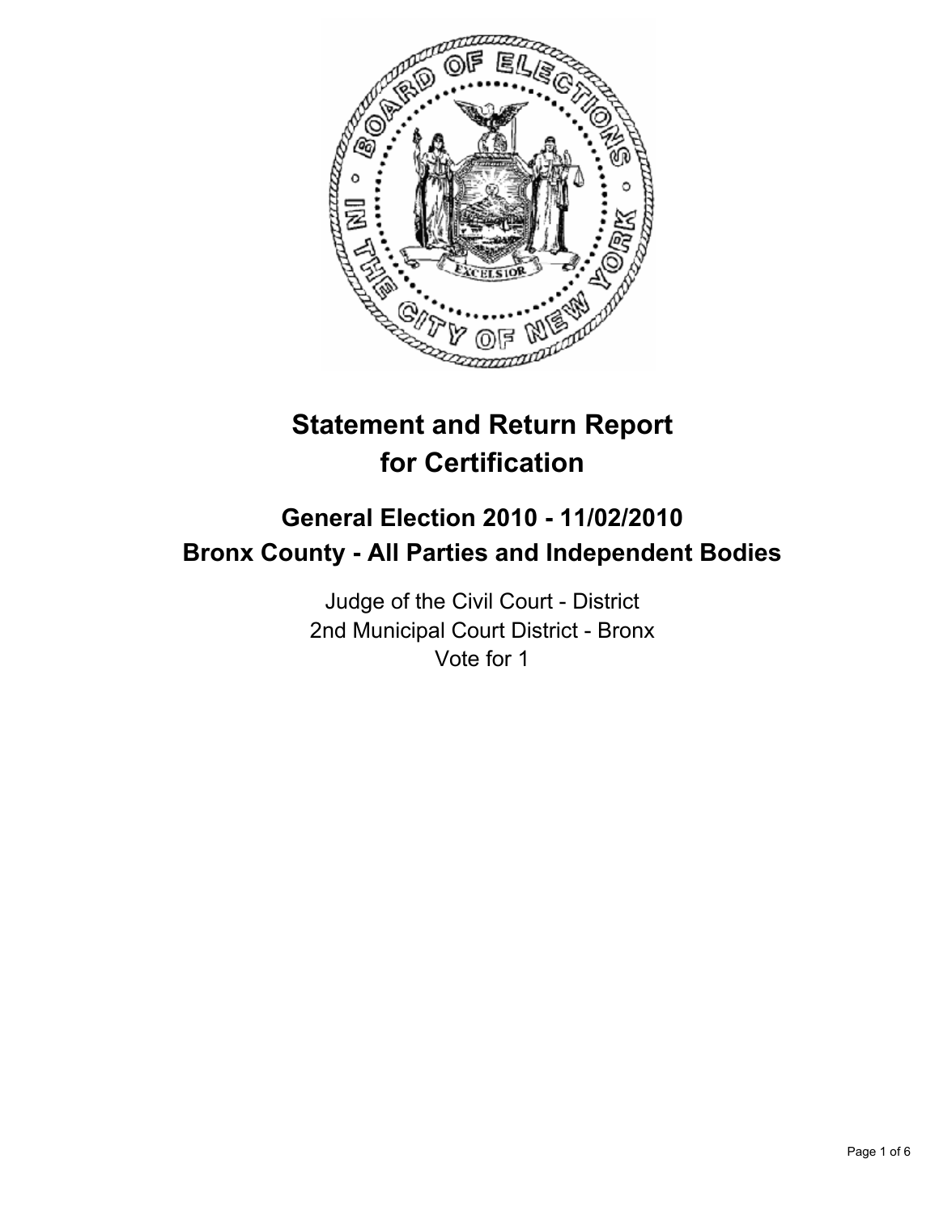# Statement and Return Report for Certification

## General Election 2010 - 11/02/2010
## Bronx County - All Parties and Independent Bodies

Judge of the Civil Court - District
2nd Municipal Court District - Bronx
Vote for 1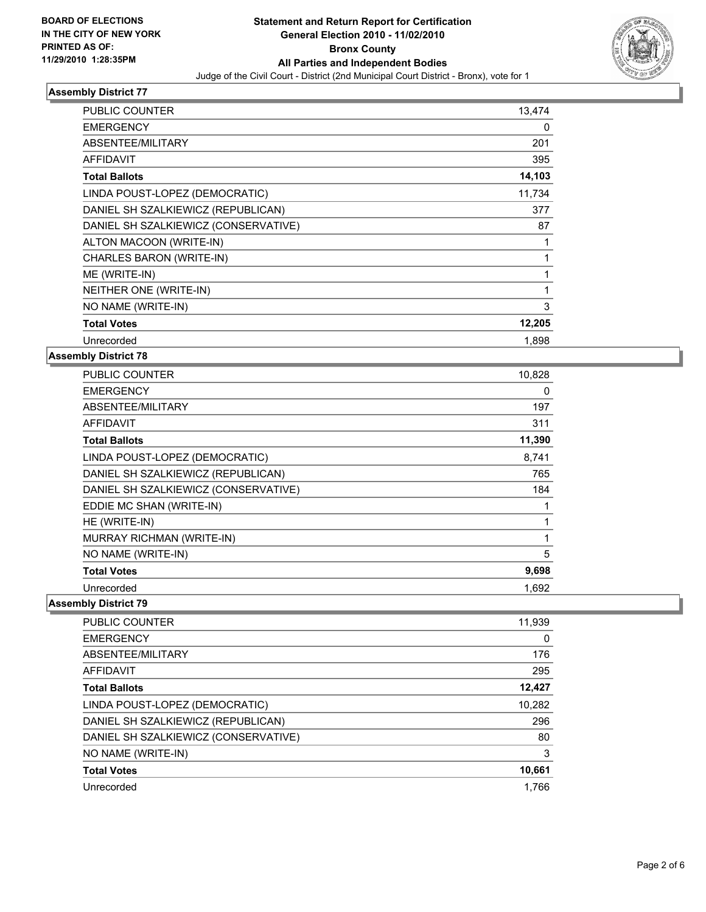**BOARD OF ELECTIONS IN THE CITY OF NEW YORK PRINTED AS OF: 11/29/2010 1:28:35PM**

# Statement and Return Report for Certification
## General Election 2010 - 11/02/2010
## Bronx County
## All Parties and Independent Bodies
Judge of the Civil Court - District (2nd Municipal Court District - Bronx), vote for 1

### Assembly District 77

| | |
|---|---|
| PUBLIC COUNTER | 13,474 |
| EMERGENCY | 0 |
| ABSENTEE/MILITARY | 201 |
| AFFIDAVIT | 395 |
| **Total Ballots** | **14,103** |
| LINDA POUST-LOPEZ (DEMOCRATIC) | 11,734 |
| DANIEL SH SZALKIEWICZ (REPUBLICAN) | 377 |
| DANIEL SH SZALKIEWICZ (CONSERVATIVE) | 87 |
| ALTON MACOON (WRITE-IN) | 1 |
| CHARLES BARON (WRITE-IN) | 1 |
| ME (WRITE-IN) | 1 |
| NEITHER ONE (WRITE-IN) | 1 |
| NO NAME (WRITE-IN) | 3 |
| **Total Votes** | **12,205** |
| Unrecorded | 1,898 |

### Assembly District 78

| | |
|---|---|
| PUBLIC COUNTER | 10,828 |
| EMERGENCY | 0 |
| ABSENTEE/MILITARY | 197 |
| AFFIDAVIT | 311 |
| **Total Ballots** | **11,390** |
| LINDA POUST-LOPEZ (DEMOCRATIC) | 8,741 |
| DANIEL SH SZALKIEWICZ (REPUBLICAN) | 765 |
| DANIEL SH SZALKIEWICZ (CONSERVATIVE) | 184 |
| EDDIE MC SHAN (WRITE-IN) | 1 |
| HE (WRITE-IN) | 1 |
| MURRAY RICHMAN (WRITE-IN) | 1 |
| NO NAME (WRITE-IN) | 5 |
| **Total Votes** | **9,698** |
| Unrecorded | 1,692 |

### Assembly District 79

| | |
|---|---|
| PUBLIC COUNTER | 11,939 |
| EMERGENCY | 0 |
| ABSENTEE/MILITARY | 176 |
| AFFIDAVIT | 295 |
| **Total Ballots** | **12,427** |
| LINDA POUST-LOPEZ (DEMOCRATIC) | 10,282 |
| DANIEL SH SZALKIEWICZ (REPUBLICAN) | 296 |
| DANIEL SH SZALKIEWICZ (CONSERVATIVE) | 80 |
| NO NAME (WRITE-IN) | 3 |
| **Total Votes** | **10,661** |
| Unrecorded | 1,766 |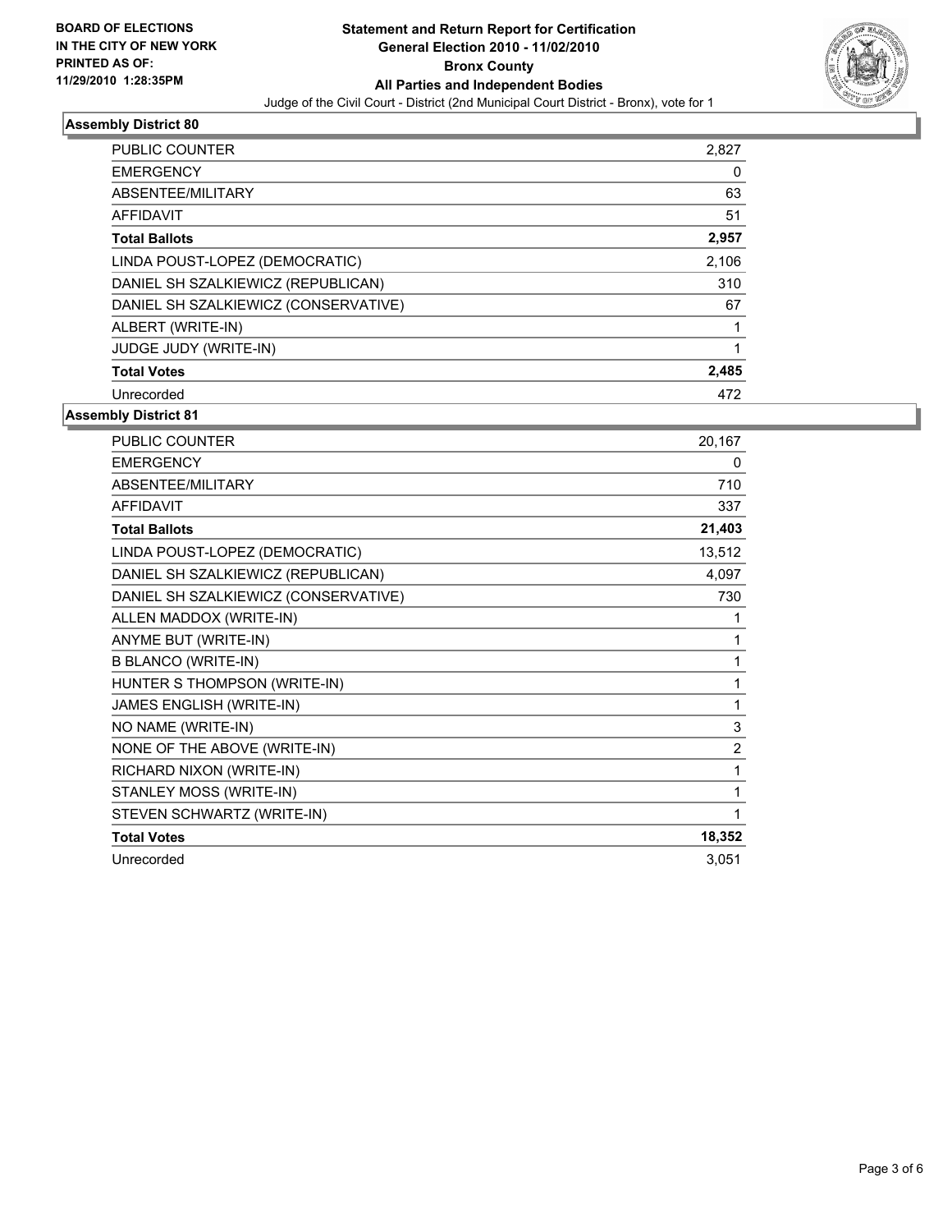BOARD OF ELECTIONS
IN THE CITY OF NEW YORK
PRINTED AS OF:
11/29/2010 1:28:35PM

# Statement and Return Report for Certification
## General Election 2010 - 11/02/2010
## Bronx County
## All Parties and Independent Bodies

Judge of the Civil Court - District (2nd Municipal Court District - Bronx), vote for 1

### Assembly District 80

| | |
|---|---|
| PUBLIC COUNTER | 2,827 |
| EMERGENCY | 0 |
| ABSENTEE/MILITARY | 63 |
| AFFIDAVIT | 51 |
| **Total Ballots** | **2,957** |
| LINDA POUST-LOPEZ (DEMOCRATIC) | 2,106 |
| DANIEL SH SZALKIEWICZ (REPUBLICAN) | 310 |
| DANIEL SH SZALKIEWICZ (CONSERVATIVE) | 67 |
| ALBERT (WRITE-IN) | 1 |
| JUDGE JUDY (WRITE-IN) | 1 |
| **Total Votes** | **2,485** |
| Unrecorded | 472 |

### Assembly District 81

| | |
|---|---|
| PUBLIC COUNTER | 20,167 |
| EMERGENCY | 0 |
| ABSENTEE/MILITARY | 710 |
| AFFIDAVIT | 337 |
| **Total Ballots** | **21,403** |
| LINDA POUST-LOPEZ (DEMOCRATIC) | 13,512 |
| DANIEL SH SZALKIEWICZ (REPUBLICAN) | 4,097 |
| DANIEL SH SZALKIEWICZ (CONSERVATIVE) | 730 |
| ALLEN MADDOX (WRITE-IN) | 1 |
| ANYME BUT (WRITE-IN) | 1 |
| B BLANCO (WRITE-IN) | 1 |
| HUNTER S THOMPSON (WRITE-IN) | 1 |
| JAMES ENGLISH (WRITE-IN) | 1 |
| NO NAME (WRITE-IN) | 3 |
| NONE OF THE ABOVE (WRITE-IN) | 2 |
| RICHARD NIXON (WRITE-IN) | 1 |
| STANLEY MOSS (WRITE-IN) | 1 |
| STEVEN SCHWARTZ (WRITE-IN) | 1 |
| **Total Votes** | **18,352** |
| Unrecorded | 3,051 |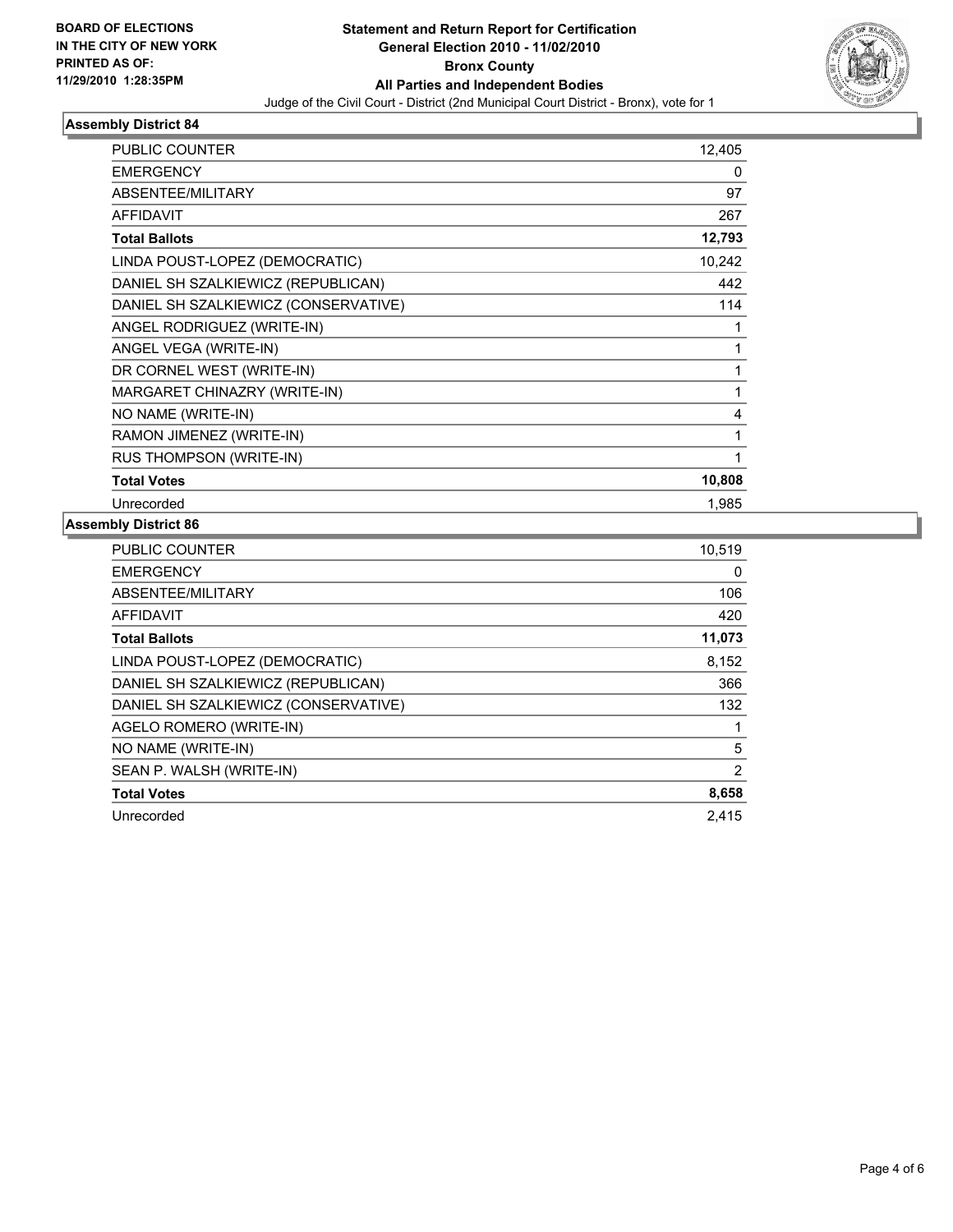**BOARD OF ELECTIONS IN THE CITY OF NEW YORK PRINTED AS OF: 11/29/2010 1:28:35PM**

**Statement and Return Report for Certification General Election 2010 - 11/02/2010 Bronx County All Parties and Independent Bodies**

Judge of the Civil Court - District (2nd Municipal Court District - Bronx), vote for 1

### Assembly District 84

| | |
|---|---|
| PUBLIC COUNTER | 12,405 |
| EMERGENCY | 0 |
| ABSENTEE/MILITARY | 97 |
| AFFIDAVIT | 267 |
| **Total Ballots** | **12,793** |
| LINDA POUST-LOPEZ (DEMOCRATIC) | 10,242 |
| DANIEL SH SZALKIEWICZ (REPUBLICAN) | 442 |
| DANIEL SH SZALKIEWICZ (CONSERVATIVE) | 114 |
| ANGEL RODRIGUEZ (WRITE-IN) | 1 |
| ANGEL VEGA (WRITE-IN) | 1 |
| DR CORNEL WEST (WRITE-IN) | 1 |
| MARGARET CHINAZRY (WRITE-IN) | 1 |
| NO NAME (WRITE-IN) | 4 |
| RAMON JIMENEZ (WRITE-IN) | 1 |
| RUS THOMPSON (WRITE-IN) | 1 |
| **Total Votes** | **10,808** |
| Unrecorded | 1,985 |

### Assembly District 86

| | |
|---|---|
| PUBLIC COUNTER | 10,519 |
| EMERGENCY | 0 |
| ABSENTEE/MILITARY | 106 |
| AFFIDAVIT | 420 |
| **Total Ballots** | **11,073** |
| LINDA POUST-LOPEZ (DEMOCRATIC) | 8,152 |
| DANIEL SH SZALKIEWICZ (REPUBLICAN) | 366 |
| DANIEL SH SZALKIEWICZ (CONSERVATIVE) | 132 |
| AGELO ROMERO (WRITE-IN) | 1 |
| NO NAME (WRITE-IN) | 5 |
| SEAN P. WALSH (WRITE-IN) | 2 |
| **Total Votes** | **8,658** |
| Unrecorded | 2,415 |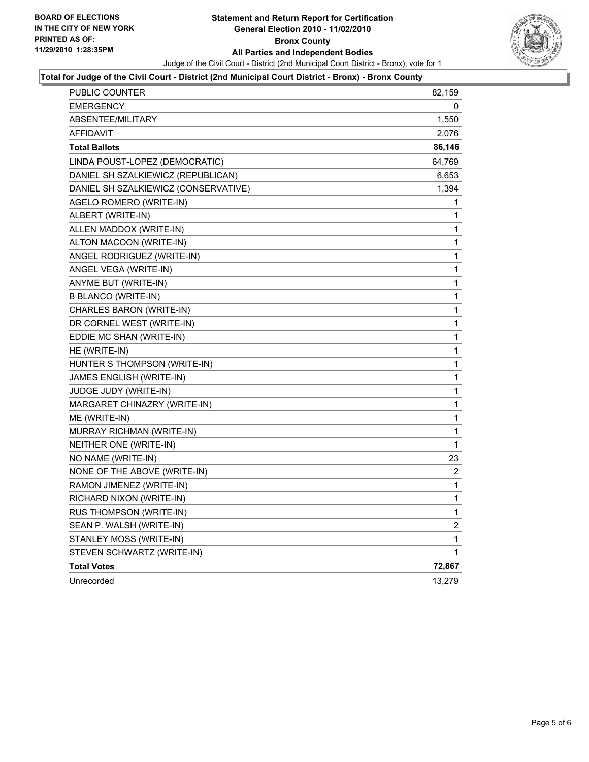**BOARD OF ELECTIONS IN THE CITY OF NEW YORK PRINTED AS OF: 11/29/2010 1:28:35PM**

# Statement and Return Report for Certification
## General Election 2010 - 11/02/2010
## Bronx County
## All Parties and Independent Bodies

Judge of the Civil Court - District (2nd Municipal Court District - Bronx), vote for 1

**Total for Judge of the Civil Court - District (2nd Municipal Court District - Bronx) - Bronx County**

| | |
|---|---|
| PUBLIC COUNTER | 82,159 |
| EMERGENCY | 0 |
| ABSENTEE/MILITARY | 1,550 |
| AFFIDAVIT | 2,076 |
| **Total Ballots** | **86,146** |
| LINDA POUST-LOPEZ (DEMOCRATIC) | 64,769 |
| DANIEL SH SZALKIEWICZ (REPUBLICAN) | 6,653 |
| DANIEL SH SZALKIEWICZ (CONSERVATIVE) | 1,394 |
| AGELO ROMERO (WRITE-IN) | 1 |
| ALBERT (WRITE-IN) | 1 |
| ALLEN MADDOX (WRITE-IN) | 1 |
| ALTON MACOON (WRITE-IN) | 1 |
| ANGEL RODRIGUEZ (WRITE-IN) | 1 |
| ANGEL VEGA (WRITE-IN) | 1 |
| ANYME BUT (WRITE-IN) | 1 |
| B BLANCO (WRITE-IN) | 1 |
| CHARLES BARON (WRITE-IN) | 1 |
| DR CORNEL WEST (WRITE-IN) | 1 |
| EDDIE MC SHAN (WRITE-IN) | 1 |
| HE (WRITE-IN) | 1 |
| HUNTER S THOMPSON (WRITE-IN) | 1 |
| JAMES ENGLISH (WRITE-IN) | 1 |
| JUDGE JUDY (WRITE-IN) | 1 |
| MARGARET CHINAZRY (WRITE-IN) | 1 |
| ME (WRITE-IN) | 1 |
| MURRAY RICHMAN (WRITE-IN) | 1 |
| NEITHER ONE (WRITE-IN) | 1 |
| NO NAME (WRITE-IN) | 23 |
| NONE OF THE ABOVE (WRITE-IN) | 2 |
| RAMON JIMENEZ (WRITE-IN) | 1 |
| RICHARD NIXON (WRITE-IN) | 1 |
| RUS THOMPSON (WRITE-IN) | 1 |
| SEAN P. WALSH (WRITE-IN) | 2 |
| STANLEY MOSS (WRITE-IN) | 1 |
| STEVEN SCHWARTZ (WRITE-IN) | 1 |
| **Total Votes** | **72,867** |
| Unrecorded | 13,279 |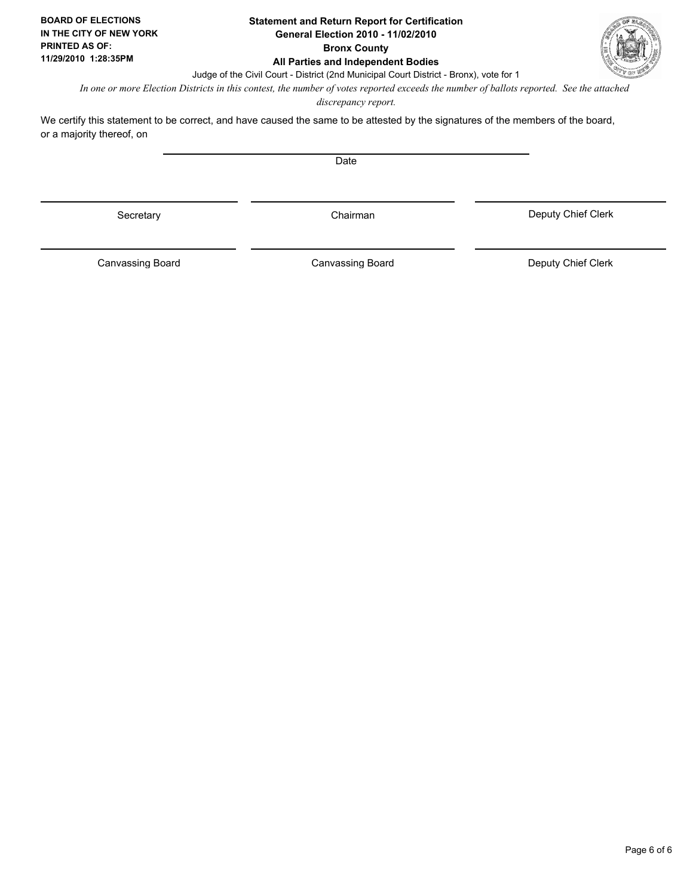**BOARD OF ELECTIONS IN THE CITY OF NEW YORK**
**PRINTED AS OF:**
**11/29/2010 1:28:35PM**

**Statement and Return Report for Certification**
**General Election 2010 - 11/02/2010**
**Bronx County**
**All Parties and Independent Bodies**

Judge of the Civil Court - District (2nd Municipal Court District - Bronx), vote for 1

*In one or more Election Districts in this contest, the number of votes reported exceeds the number of ballots reported. See the attached discrepancy report.*

We certify this statement to be correct, and have caused the same to be attested by the signatures of the members of the board, or a majority thereof, on

\_\_\_\_\_\_\_\_\_\_\_\_\_\_\_\_\_\_\_\_\_\_\_\_\_\_\_\_\_\_\_\_\_\_\_\_\_\_\_\_
Date

| | | |
|---|---|---|
| Secretary | Chairman | Deputy Chief Clerk |
| Canvassing Board | Canvassing Board | Deputy Chief Clerk |